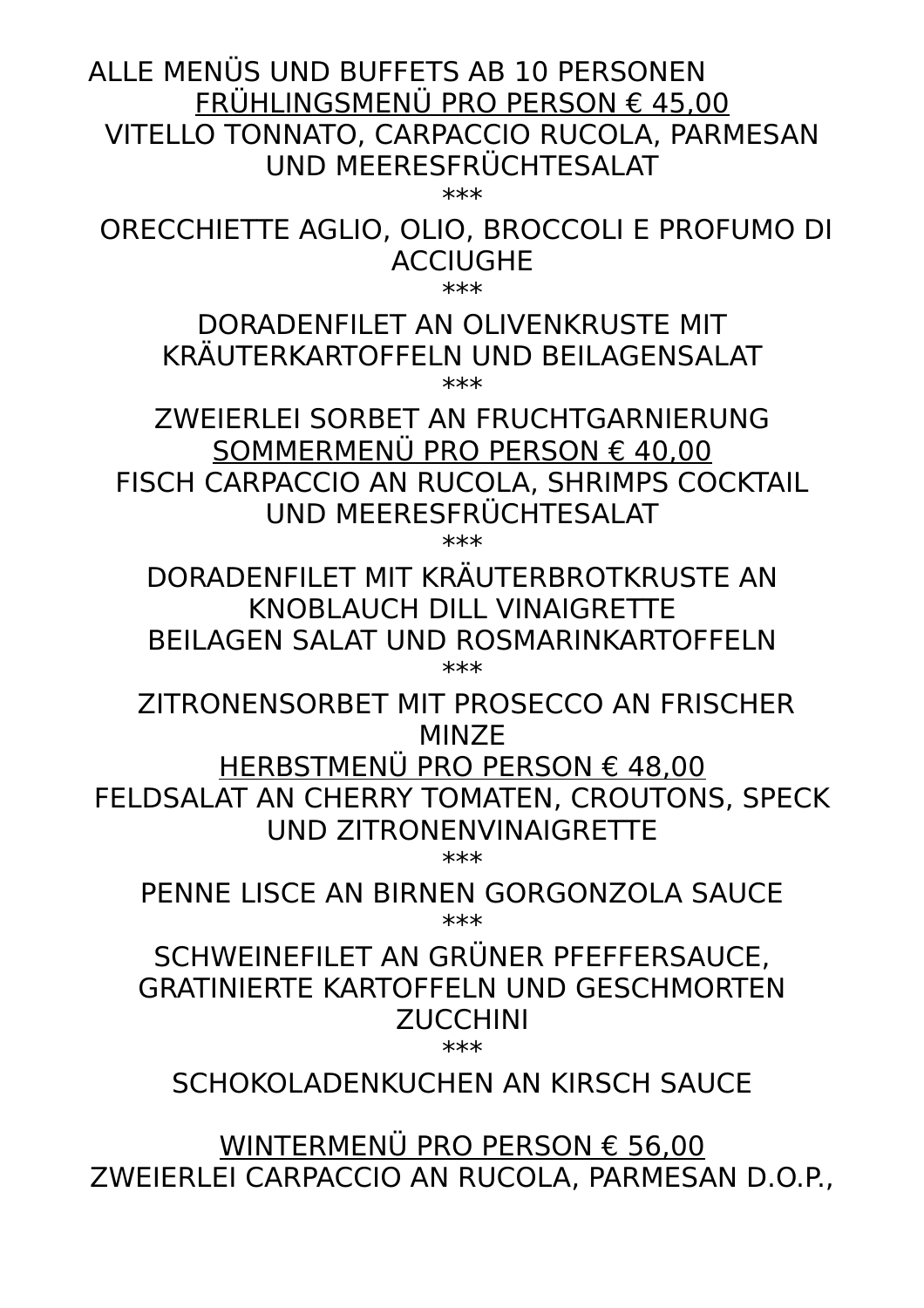ALLE MENÜS UND BUFFETS AB 10 PERSONEN

<u>FRÜHLINGSMENÜ PRO PERSON € 45,00</u>

VITELLO TONNATO, CARPACCIO RUCOLA, PARMESAN UND MEERESFRÜCHTESALAT

***

ORECCHIETTE AGLIO, OLIO, BROCCOLI E PROFUMO DI ACCIUGHE

***

DORADENFILET AN OLIVENKRUSTE MIT KRÄUTERKARTOFFELN UND BEILAGENSALAT

***

ZWEIERLEI SORBET AN FRUCHTGARNIERUNG

<u>SOMMERMENÜ PRO PERSON € 40,00</u>

FISCH CARPACCIO AN RUCOLA, SHRIMPS COCKTAIL UND MEERESFRÜCHTESALAT

***

DORADENFILET MIT KRÄUTERBROTKRUSTE AN KNOBLAUCH DILL VINAIGRETTE
BEILAGEN SALAT UND ROSMARINKARTOFFELN

***

ZITRONENSORBET MIT PROSECCO AN FRISCHER MINZE

<u>HERBSTMENÜ PRO PERSON € 48,00</u>

FELDSALAT AN CHERRY TOMATEN, CROUTONS, SPECK UND ZITRONENVINAIGRETTE

***

PENNE LISCE AN BIRNEN GORGONZOLA SAUCE

***

SCHWEINEFILET AN GRÜNER PFEFFERSAUCE, GRATINIERTE KARTOFFELN UND GESCHMORTEN ZUCCHINI

***

SCHOKOLADENKUCHEN AN KIRSCH SAUCE

<u>WINTERMENÜ PRO PERSON € 56,00</u>

ZWEIERLEI CARPACCIO AN RUCOLA, PARMESAN D.O.P.,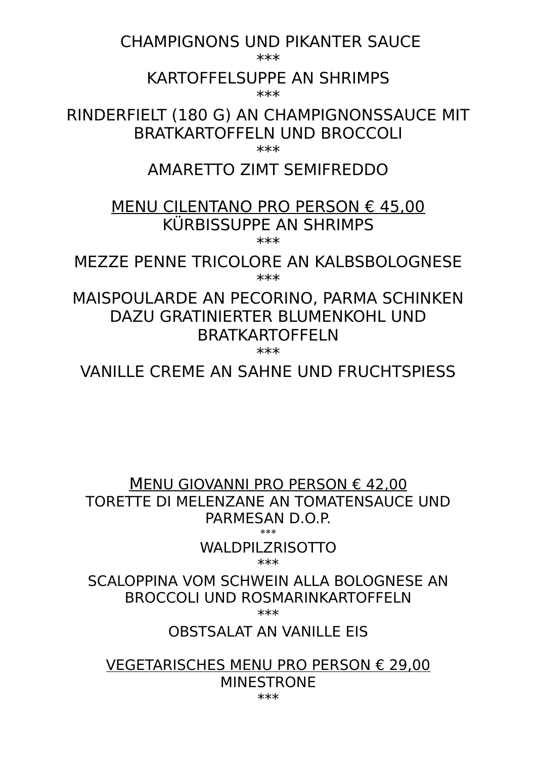CHAMPIGNONS UND PIKANTER SAUCE

***

KARTOFFELSUPPE AN SHRIMPS

***

RINDERFIELT (180 G) AN CHAMPIGNONSSAUCE MIT BRATKARTOFFELN UND BROCCOLI

***

AMARETTO ZIMT SEMIFREDDO

<u>MENU CILENTANO PRO PERSON € 45,00</u>

KÜRBISSUPPE AN SHRIMPS

***

MEZZE PENNE TRICOLORE AN KALBSBOLOGNESE

***

MAISPOULARDE AN PECORINO, PARMA SCHINKEN DAZU GRATINIERTER BLUMENKOHL UND BRATKARTOFFELN

***

VANILLE CREME AN SAHNE UND FRUCHTSPIESS

<u>MENU GIOVANNI PRO PERSON € 42,00</u>

TORETTE DI MELENZANE AN TOMATENSAUCE UND PARMESAN D.O.P.

***

WALDPILZRISOTTO

***

SCALOPPINA VOM SCHWEIN ALLA BOLOGNESE AN BROCCOLI UND ROSMARINKARTOFFELN

***

OBSTSALAT AN VANILLE EIS

<u>VEGETARISCHES MENU PRO PERSON € 29,00</u>

MINESTRONE

***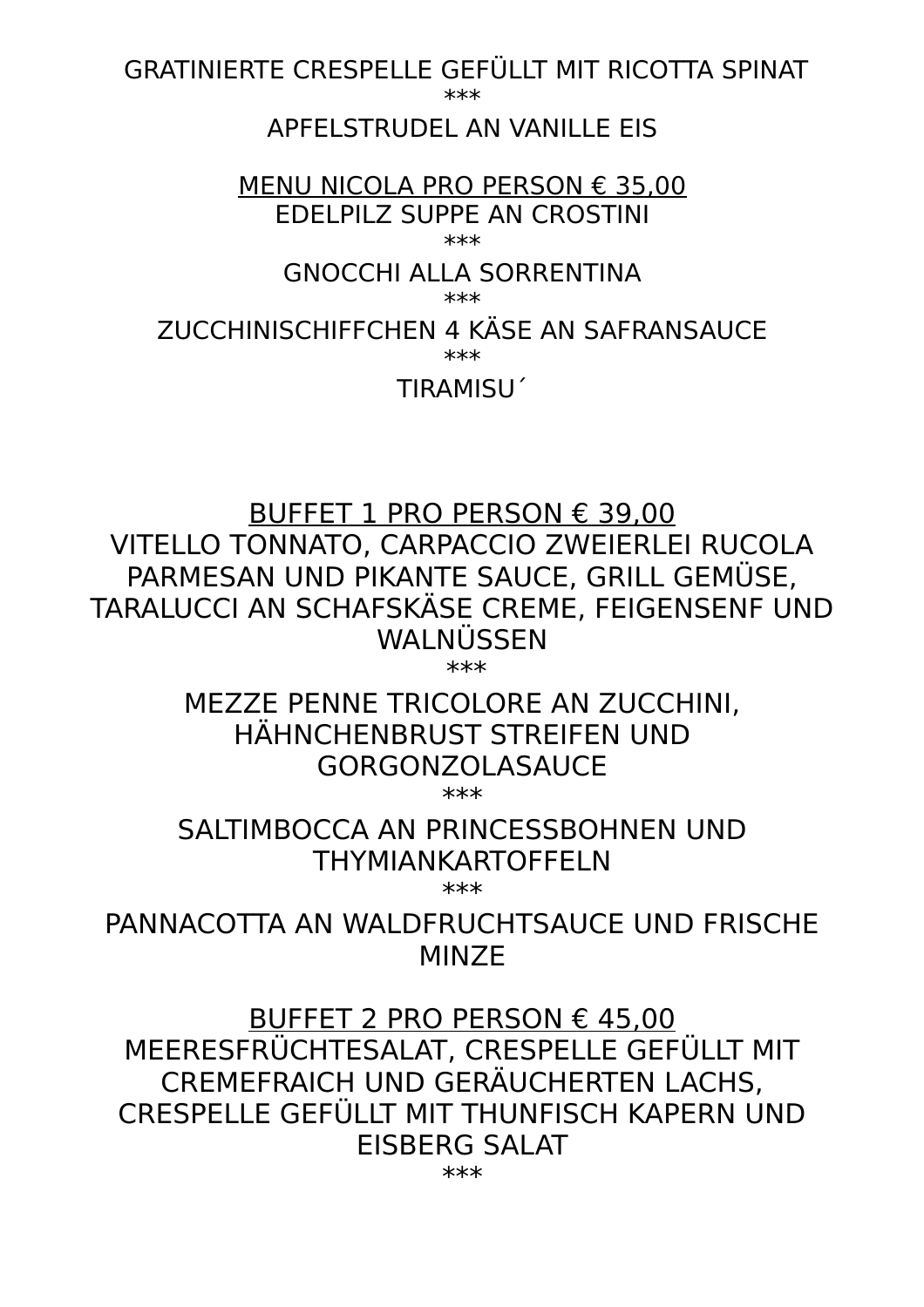GRATINIERTE CRESPELLE GEFÜLLT MIT RICOTTA SPINAT

***

APFELSTRUDEL AN VANILLE EIS

<u>MENU NICOLA PRO PERSON € 35,00</u>

EDELPILZ SUPPE AN CROSTINI

***

GNOCCHI ALLA SORRENTINA

***

ZUCCHINISCHIFFCHEN 4 KÄSE AN SAFRANSAUCE

***

TIRAMISU´

<u>BUFFET 1 PRO PERSON € 39,00</u>

VITELLO TONNATO, CARPACCIO ZWEIERLEI RUCOLA PARMESAN UND PIKANTE SAUCE, GRILL GEMÜSE, TARALUCCI AN SCHAFSKÄSE CREME, FEIGENSENF UND WALNÜSSEN

***

MEZZE PENNE TRICOLORE AN ZUCCHINI, HÄHNCHENBRUST STREIFEN UND GORGONZOLASAUCE

***

SALTIMBOCCA AN PRINCESSBOHNEN UND THYMIANKARTOFFELN

***

PANNACOTTA AN WALDFRUCHTSAUCE UND FRISCHE MINZE

<u>BUFFET 2 PRO PERSON € 45,00</u>

MEERESFRÜCHTESALAT, CRESPELLE GEFÜLLT MIT CREMEFRAICH UND GERÄUCHERTEN LACHS, CRESPELLE GEFÜLLT MIT THUNFISCH KAPERN UND EISBERG SALAT

***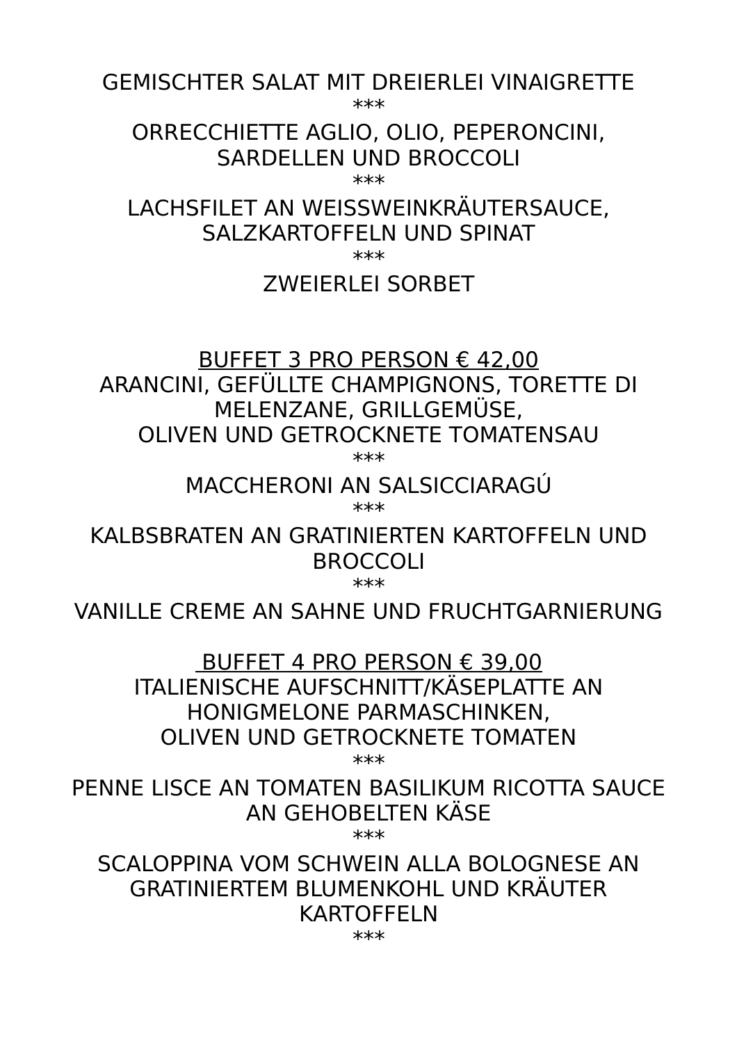GEMISCHTER SALAT MIT DREIERLEI VINAIGRETTE

***

ORRECCHIETTE AGLIO, OLIO, PEPERONCINI, SARDELLEN UND BROCCOLI

***

LACHSFILET AN WEISSWEINKRÄUTERSAUCE, SALZKARTOFFELN UND SPINAT

***

ZWEIERLEI SORBET

<u>BUFFET 3 PRO PERSON € 42,00</u>

ARANCINI, GEFÜLLTE CHAMPIGNONS, TORETTE DI MELENZANE, GRILLGEMÜSE,
OLIVEN UND GETROCKNETE TOMATENSAU

***

MACCHERONI AN SALSICCIARAGÚ

***

KALBSBRATEN AN GRATINIERTEN KARTOFFELN UND BROCCOLI

***

VANILLE CREME AN SAHNE UND FRUCHTGARNIERUNG

<u>BUFFET 4 PRO PERSON € 39,00</u>

ITALIENISCHE AUFSCHNITT/KÄSEPLATTE AN HONIGMELONE PARMASCHINKEN,
OLIVEN UND GETROCKNETE TOMATEN

***

PENNE LISCE AN TOMATEN BASILIKUM RICOTTA SAUCE AN GEHOBELTEN KÄSE

***

SCALOPPINA VOM SCHWEIN ALLA BOLOGNESE AN GRATINIERTEM BLUMENKOHL UND KRÄUTER KARTOFFELN

***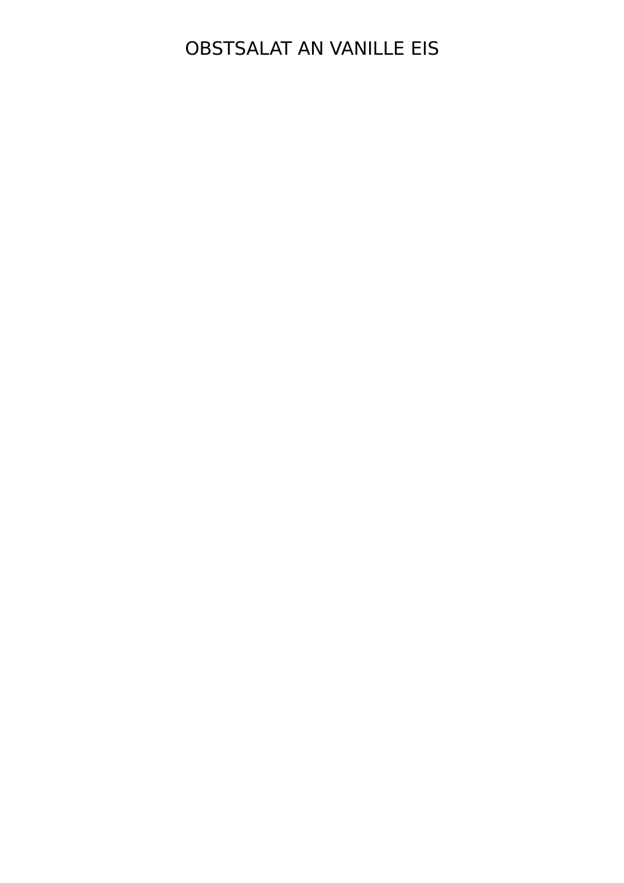OBSTSALAT AN VANILLE EIS